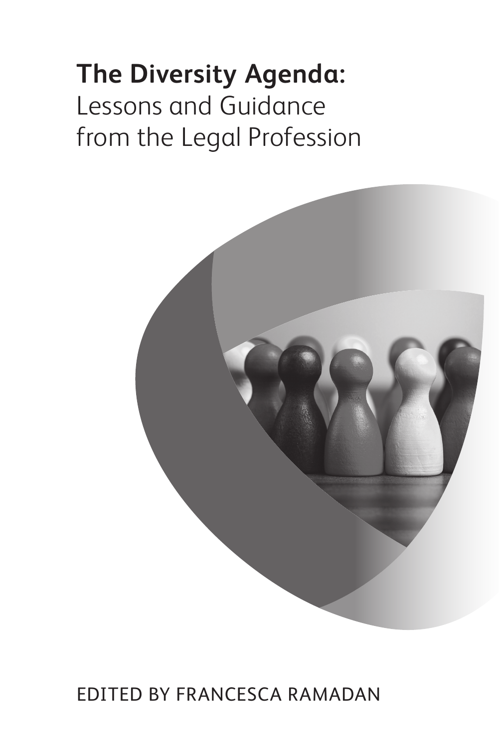# **The Diversity Agenda:** Lessons and Guidance from the Legal Profession

EDITED BY FRANCESCA RAMADAN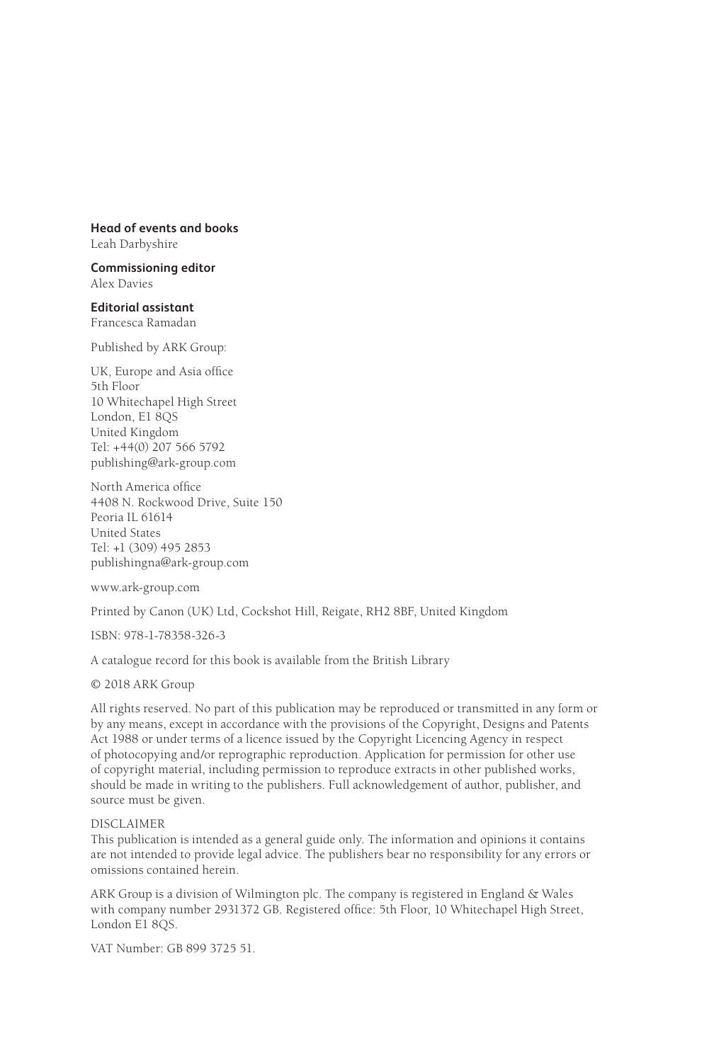**Head of events and books**
Leah Darbyshire

**Commissioning editor**
Alex Davies

**Editorial assistant**
Francesca Ramadan

Published by ARK Group:

UK, Europe and Asia office
5th Floor
10 Whitechapel High Street
London, E1 8QS
United Kingdom
Tel: +44(0) 207 566 5792
publishing@ark-group.com

North America office
4408 N. Rockwood Drive, Suite 150
Peoria IL 61614
United States
Tel: +1 (309) 495 2853
publishingna@ark-group.com

www.ark-group.com

Printed by Canon (UK) Ltd, Cockshot Hill, Reigate, RH2 8BF, United Kingdom

ISBN: 978-1-78358-326-3

A catalogue record for this book is available from the British Library

© 2018 ARK Group

All rights reserved. No part of this publication may be reproduced or transmitted in any form or by any means, except in accordance with the provisions of the Copyright, Designs and Patents Act 1988 or under terms of a licence issued by the Copyright Licencing Agency in respect of photocopying and/or reprographic reproduction. Application for permission for other use of copyright material, including permission to reproduce extracts in other published works, should be made in writing to the publishers. Full acknowledgement of author, publisher, and source must be given.

DISCLAIMER
This publication is intended as a general guide only. The information and opinions it contains are not intended to provide legal advice. The publishers bear no responsibility for any errors or omissions contained herein.

ARK Group is a division of Wilmington plc. The company is registered in England & Wales with company number 2931372 GB. Registered office: 5th Floor, 10 Whitechapel High Street, London E1 8QS.

VAT Number: GB 899 3725 51.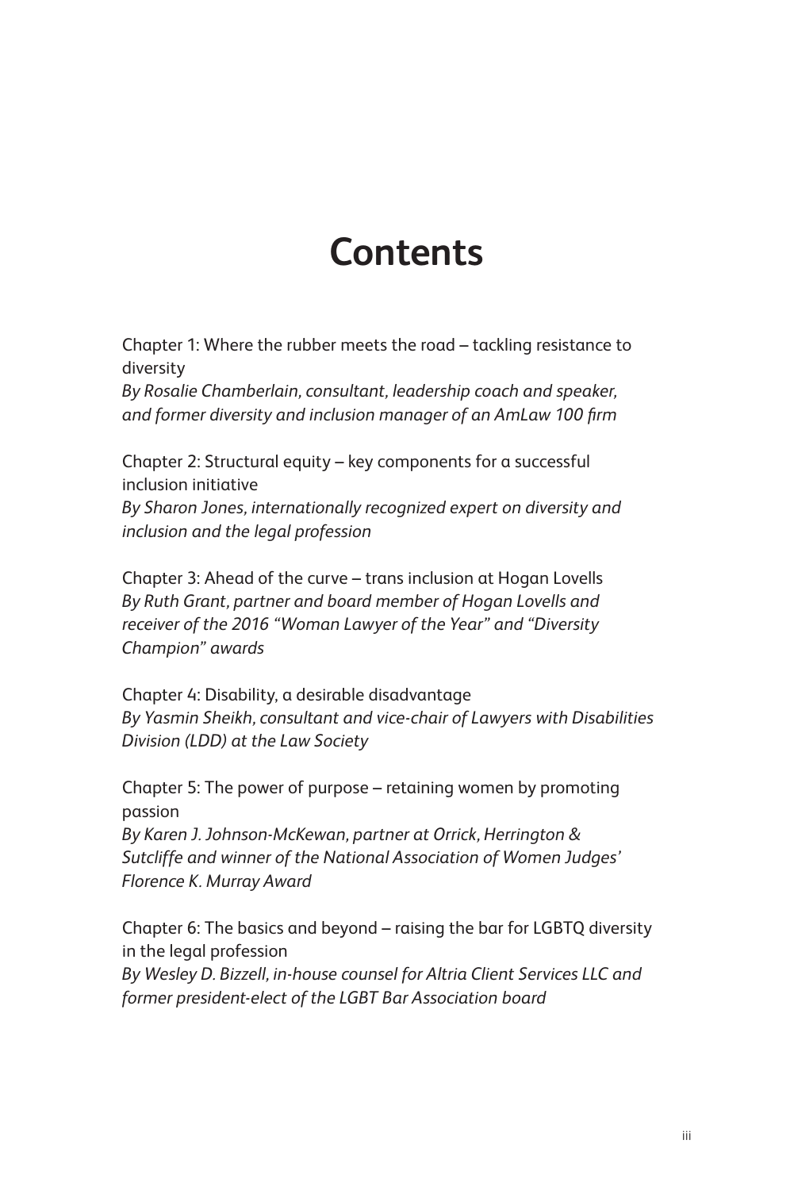# Contents

Chapter 1: Where the rubber meets the road – tackling resistance to diversity
*By Rosalie Chamberlain, consultant, leadership coach and speaker, and former diversity and inclusion manager of an AmLaw 100 firm*

Chapter 2: Structural equity – key components for a successful inclusion initiative
*By Sharon Jones, internationally recognized expert on diversity and inclusion and the legal profession*

Chapter 3: Ahead of the curve – trans inclusion at Hogan Lovells
*By Ruth Grant, partner and board member of Hogan Lovells and receiver of the 2016 "Woman Lawyer of the Year" and "Diversity Champion" awards*

Chapter 4: Disability, a desirable disadvantage
*By Yasmin Sheikh, consultant and vice-chair of Lawyers with Disabilities Division (LDD) at the Law Society*

Chapter 5: The power of purpose – retaining women by promoting passion
*By Karen J. Johnson-McKewan, partner at Orrick, Herrington & Sutcliffe and winner of the National Association of Women Judges' Florence K. Murray Award*

Chapter 6: The basics and beyond – raising the bar for LGBTQ diversity in the legal profession
*By Wesley D. Bizzell, in-house counsel for Altria Client Services LLC and former president-elect of the LGBT Bar Association board*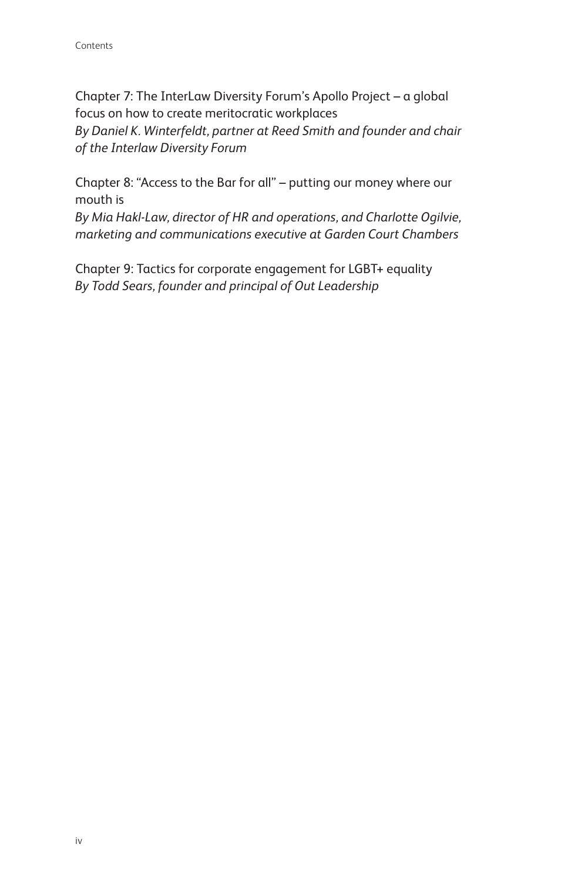Chapter 7: The InterLaw Diversity Forum's Apollo Project – a global focus on how to create meritocratic workplaces
*By Daniel K. Winterfeldt, partner at Reed Smith and founder and chair of the Interlaw Diversity Forum*

Chapter 8: "Access to the Bar for all" – putting our money where our mouth is
*By Mia Hakl-Law, director of HR and operations, and Charlotte Ogilvie, marketing and communications executive at Garden Court Chambers*

Chapter 9: Tactics for corporate engagement for LGBT+ equality
*By Todd Sears, founder and principal of Out Leadership*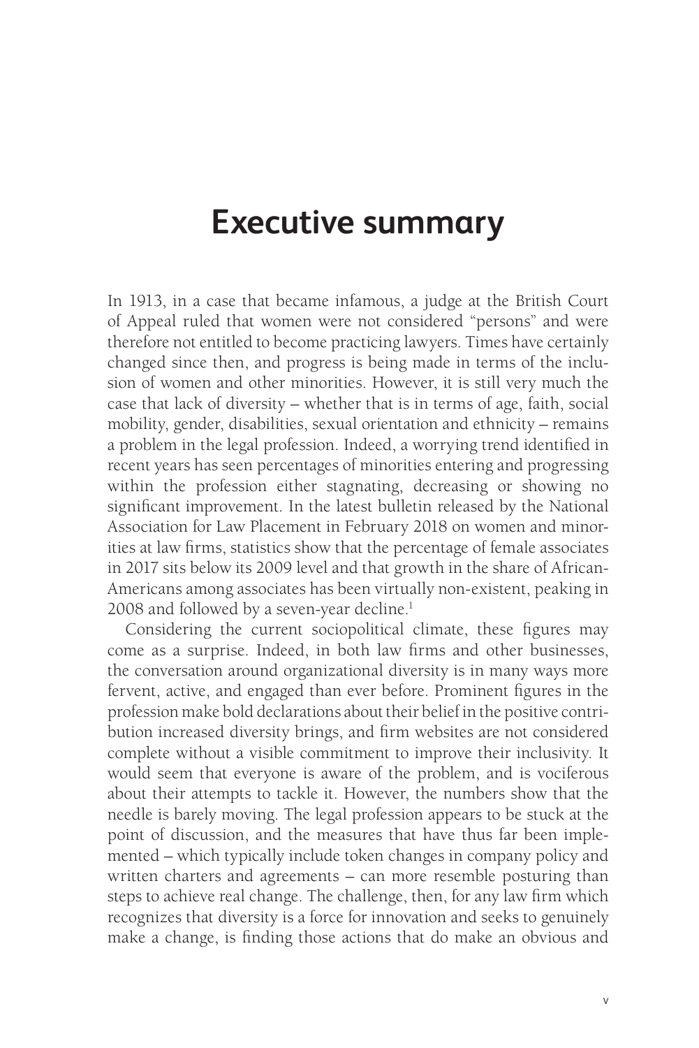# Executive summary

In 1913, in a case that became infamous, a judge at the British Court of Appeal ruled that women were not considered "persons" and were therefore not entitled to become practicing lawyers. Times have certainly changed since then, and progress is being made in terms of the inclusion of women and other minorities. However, it is still very much the case that lack of diversity – whether that is in terms of age, faith, social mobility, gender, disabilities, sexual orientation and ethnicity – remains a problem in the legal profession. Indeed, a worrying trend identified in recent years has seen percentages of minorities entering and progressing within the profession either stagnating, decreasing or showing no significant improvement. In the latest bulletin released by the National Association for Law Placement in February 2018 on women and minorities at law firms, statistics show that the percentage of female associates in 2017 sits below its 2009 level and that growth in the share of African-Americans among associates has been virtually non-existent, peaking in 2008 and followed by a seven-year decline.[1]

Considering the current sociopolitical climate, these figures may come as a surprise. Indeed, in both law firms and other businesses, the conversation around organizational diversity is in many ways more fervent, active, and engaged than ever before. Prominent figures in the profession make bold declarations about their belief in the positive contribution increased diversity brings, and firm websites are not considered complete without a visible commitment to improve their inclusivity. It would seem that everyone is aware of the problem, and is vociferous about their attempts to tackle it. However, the numbers show that the needle is barely moving. The legal profession appears to be stuck at the point of discussion, and the measures that have thus far been implemented – which typically include token changes in company policy and written charters and agreements – can more resemble posturing than steps to achieve real change. The challenge, then, for any law firm which recognizes that diversity is a force for innovation and seeks to genuinely make a change, is finding those actions that do make an obvious and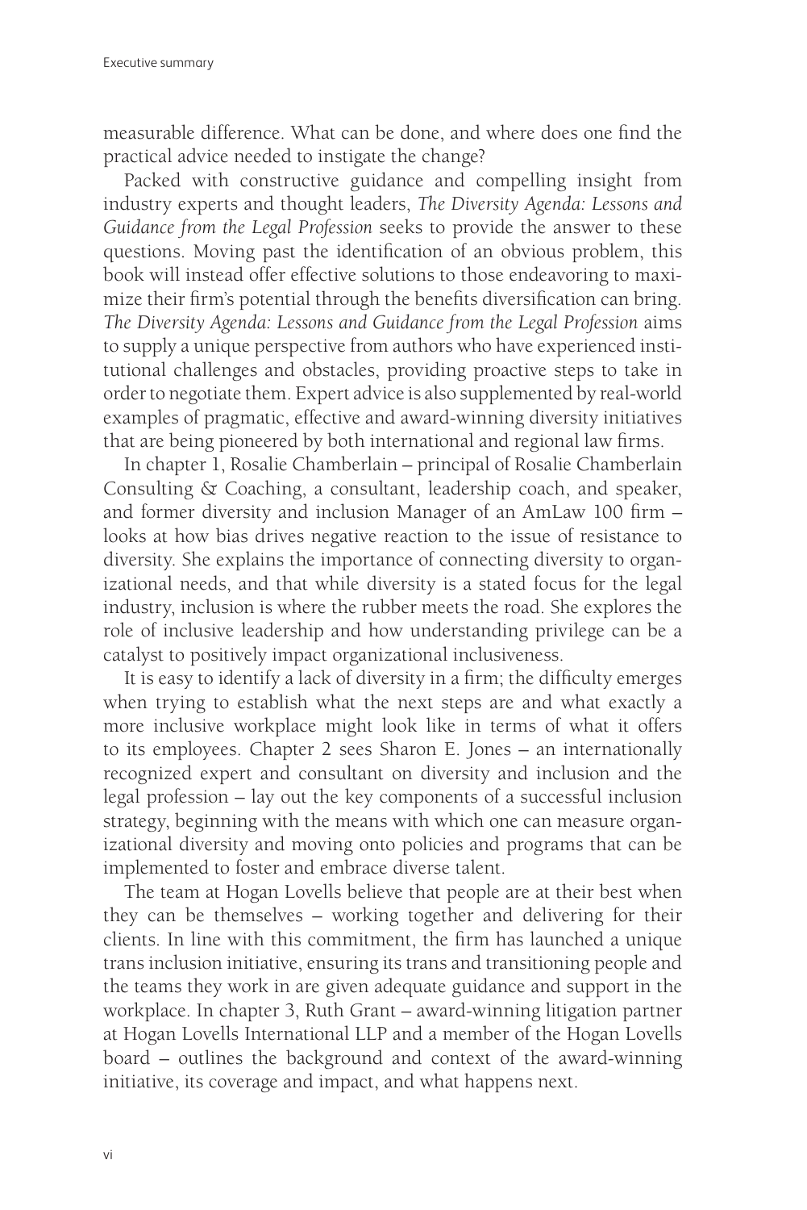measurable difference. What can be done, and where does one find the practical advice needed to instigate the change?

Packed with constructive guidance and compelling insight from industry experts and thought leaders, *The Diversity Agenda: Lessons and Guidance from the Legal Profession* seeks to provide the answer to these questions. Moving past the identification of an obvious problem, this book will instead offer effective solutions to those endeavoring to maximize their firm's potential through the benefits diversification can bring. *The Diversity Agenda: Lessons and Guidance from the Legal Profession* aims to supply a unique perspective from authors who have experienced institutional challenges and obstacles, providing proactive steps to take in order to negotiate them. Expert advice is also supplemented by real-world examples of pragmatic, effective and award-winning diversity initiatives that are being pioneered by both international and regional law firms.

In chapter 1, Rosalie Chamberlain – principal of Rosalie Chamberlain Consulting & Coaching, a consultant, leadership coach, and speaker, and former diversity and inclusion Manager of an AmLaw 100 firm – looks at how bias drives negative reaction to the issue of resistance to diversity. She explains the importance of connecting diversity to organizational needs, and that while diversity is a stated focus for the legal industry, inclusion is where the rubber meets the road. She explores the role of inclusive leadership and how understanding privilege can be a catalyst to positively impact organizational inclusiveness.

It is easy to identify a lack of diversity in a firm; the difficulty emerges when trying to establish what the next steps are and what exactly a more inclusive workplace might look like in terms of what it offers to its employees. Chapter 2 sees Sharon E. Jones – an internationally recognized expert and consultant on diversity and inclusion and the legal profession – lay out the key components of a successful inclusion strategy, beginning with the means with which one can measure organizational diversity and moving onto policies and programs that can be implemented to foster and embrace diverse talent.

The team at Hogan Lovells believe that people are at their best when they can be themselves – working together and delivering for their clients. In line with this commitment, the firm has launched a unique trans inclusion initiative, ensuring its trans and transitioning people and the teams they work in are given adequate guidance and support in the workplace. In chapter 3, Ruth Grant – award-winning litigation partner at Hogan Lovells International LLP and a member of the Hogan Lovells board – outlines the background and context of the award-winning initiative, its coverage and impact, and what happens next.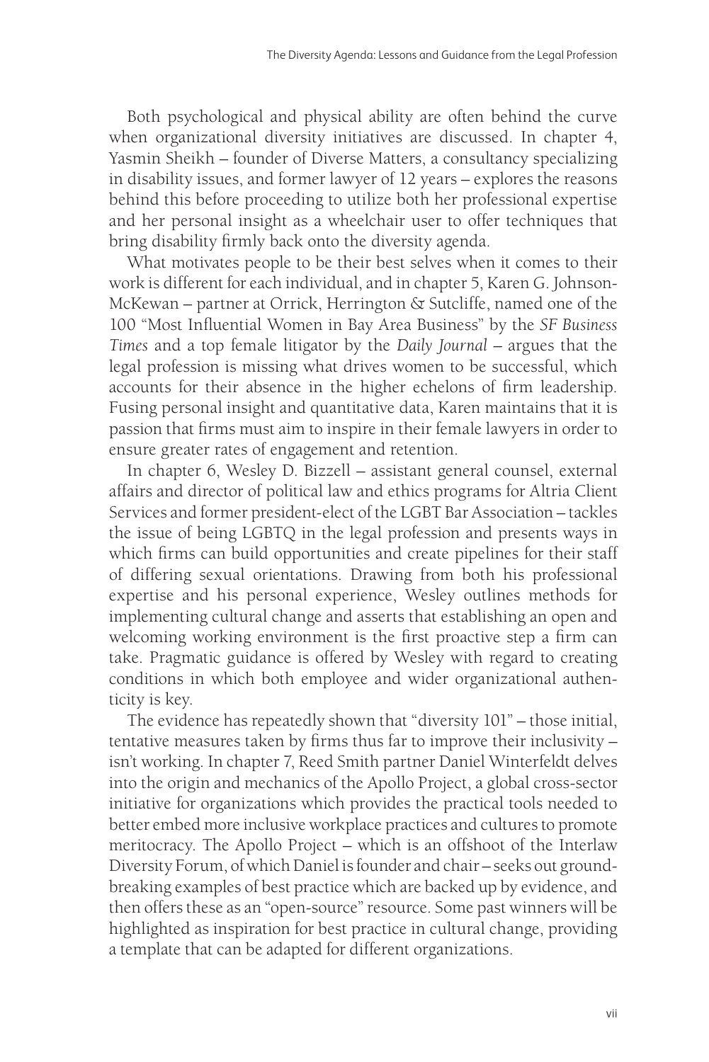Both psychological and physical ability are often behind the curve when organizational diversity initiatives are discussed. In chapter 4, Yasmin Sheikh – founder of Diverse Matters, a consultancy specializing in disability issues, and former lawyer of 12 years – explores the reasons behind this before proceeding to utilize both her professional expertise and her personal insight as a wheelchair user to offer techniques that bring disability firmly back onto the diversity agenda.

What motivates people to be their best selves when it comes to their work is different for each individual, and in chapter 5, Karen G. Johnson-McKewan – partner at Orrick, Herrington & Sutcliffe, named one of the 100 "Most Influential Women in Bay Area Business" by the *SF Business Times* and a top female litigator by the *Daily Journal* – argues that the legal profession is missing what drives women to be successful, which accounts for their absence in the higher echelons of firm leadership. Fusing personal insight and quantitative data, Karen maintains that it is passion that firms must aim to inspire in their female lawyers in order to ensure greater rates of engagement and retention.

In chapter 6, Wesley D. Bizzell – assistant general counsel, external affairs and director of political law and ethics programs for Altria Client Services and former president-elect of the LGBT Bar Association – tackles the issue of being LGBTQ in the legal profession and presents ways in which firms can build opportunities and create pipelines for their staff of differing sexual orientations. Drawing from both his professional expertise and his personal experience, Wesley outlines methods for implementing cultural change and asserts that establishing an open and welcoming working environment is the first proactive step a firm can take. Pragmatic guidance is offered by Wesley with regard to creating conditions in which both employee and wider organizational authenticity is key.

The evidence has repeatedly shown that "diversity 101" – those initial, tentative measures taken by firms thus far to improve their inclusivity – isn't working. In chapter 7, Reed Smith partner Daniel Winterfeldt delves into the origin and mechanics of the Apollo Project, a global cross-sector initiative for organizations which provides the practical tools needed to better embed more inclusive workplace practices and cultures to promote meritocracy. The Apollo Project – which is an offshoot of the Interlaw Diversity Forum, of which Daniel is founder and chair – seeks out groundbreaking examples of best practice which are backed up by evidence, and then offers these as an "open-source" resource. Some past winners will be highlighted as inspiration for best practice in cultural change, providing a template that can be adapted for different organizations.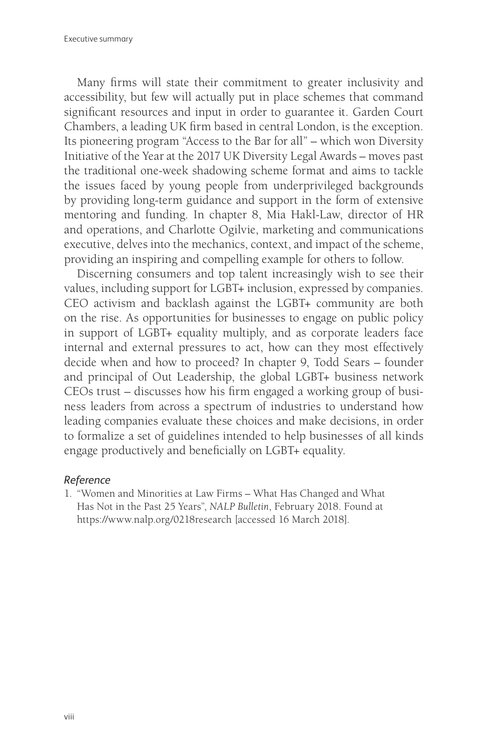Many firms will state their commitment to greater inclusivity and accessibility, but few will actually put in place schemes that command significant resources and input in order to guarantee it. Garden Court Chambers, a leading UK firm based in central London, is the exception. Its pioneering program "Access to the Bar for all" – which won Diversity Initiative of the Year at the 2017 UK Diversity Legal Awards – moves past the traditional one-week shadowing scheme format and aims to tackle the issues faced by young people from underprivileged backgrounds by providing long-term guidance and support in the form of extensive mentoring and funding. In chapter 8, Mia Hakl-Law, director of HR and operations, and Charlotte Ogilvie, marketing and communications executive, delves into the mechanics, context, and impact of the scheme, providing an inspiring and compelling example for others to follow.

Discerning consumers and top talent increasingly wish to see their values, including support for LGBT+ inclusion, expressed by companies. CEO activism and backlash against the LGBT+ community are both on the rise. As opportunities for businesses to engage on public policy in support of LGBT+ equality multiply, and as corporate leaders face internal and external pressures to act, how can they most effectively decide when and how to proceed? In chapter 9, Todd Sears – founder and principal of Out Leadership, the global LGBT+ business network CEOs trust – discusses how his firm engaged a working group of business leaders from across a spectrum of industries to understand how leading companies evaluate these choices and make decisions, in order to formalize a set of guidelines intended to help businesses of all kinds engage productively and beneficially on LGBT+ equality.

### *Reference*

1. "Women and Minorities at Law Firms – What Has Changed and What Has Not in the Past 25 Years", *NALP Bulletin*, February 2018. Found at https://www.nalp.org/0218research [accessed 16 March 2018].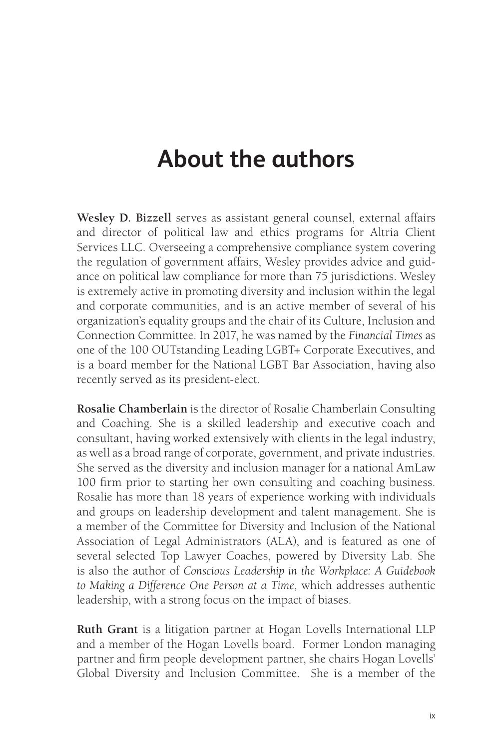# About the authors

**Wesley D. Bizzell** serves as assistant general counsel, external affairs and director of political law and ethics programs for Altria Client Services LLC. Overseeing a comprehensive compliance system covering the regulation of government affairs, Wesley provides advice and guidance on political law compliance for more than 75 jurisdictions. Wesley is extremely active in promoting diversity and inclusion within the legal and corporate communities, and is an active member of several of his organization's equality groups and the chair of its Culture, Inclusion and Connection Committee. In 2017, he was named by the *Financial Times* as one of the 100 OUTstanding Leading LGBT+ Corporate Executives, and is a board member for the National LGBT Bar Association, having also recently served as its president-elect.

**Rosalie Chamberlain** is the director of Rosalie Chamberlain Consulting and Coaching. She is a skilled leadership and executive coach and consultant, having worked extensively with clients in the legal industry, as well as a broad range of corporate, government, and private industries. She served as the diversity and inclusion manager for a national AmLaw 100 firm prior to starting her own consulting and coaching business. Rosalie has more than 18 years of experience working with individuals and groups on leadership development and talent management. She is a member of the Committee for Diversity and Inclusion of the National Association of Legal Administrators (ALA), and is featured as one of several selected Top Lawyer Coaches, powered by Diversity Lab. She is also the author of *Conscious Leadership in the Workplace: A Guidebook to Making a Difference One Person at a Time*, which addresses authentic leadership, with a strong focus on the impact of biases.

**Ruth Grant** is a litigation partner at Hogan Lovells International LLP and a member of the Hogan Lovells board. Former London managing partner and firm people development partner, she chairs Hogan Lovells' Global Diversity and Inclusion Committee. She is a member of the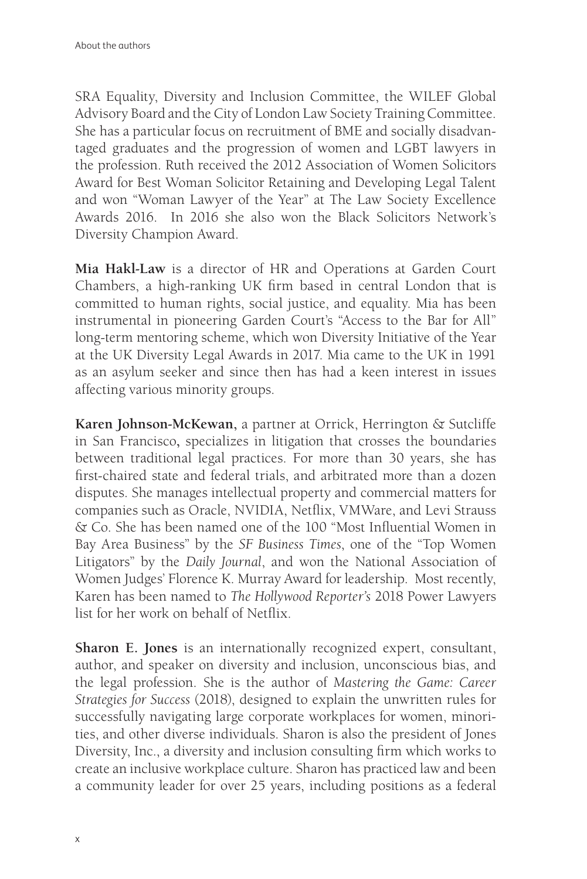SRA Equality, Diversity and Inclusion Committee, the WILEF Global Advisory Board and the City of London Law Society Training Committee. She has a particular focus on recruitment of BME and socially disadvantaged graduates and the progression of women and LGBT lawyers in the profession. Ruth received the 2012 Association of Women Solicitors Award for Best Woman Solicitor Retaining and Developing Legal Talent and won "Woman Lawyer of the Year" at The Law Society Excellence Awards 2016. In 2016 she also won the Black Solicitors Network's Diversity Champion Award.

**Mia Hakl-Law** is a director of HR and Operations at Garden Court Chambers, a high-ranking UK firm based in central London that is committed to human rights, social justice, and equality. Mia has been instrumental in pioneering Garden Court's "Access to the Bar for All" long-term mentoring scheme, which won Diversity Initiative of the Year at the UK Diversity Legal Awards in 2017. Mia came to the UK in 1991 as an asylum seeker and since then has had a keen interest in issues affecting various minority groups.

**Karen Johnson-McKewan**, a partner at Orrick, Herrington & Sutcliffe in San Francisco, specializes in litigation that crosses the boundaries between traditional legal practices. For more than 30 years, she has first-chaired state and federal trials, and arbitrated more than a dozen disputes. She manages intellectual property and commercial matters for companies such as Oracle, NVIDIA, Netflix, VMWare, and Levi Strauss & Co. She has been named one of the 100 "Most Influential Women in Bay Area Business" by the *SF Business Times*, one of the "Top Women Litigators" by the *Daily Journal*, and won the National Association of Women Judges' Florence K. Murray Award for leadership. Most recently, Karen has been named to *The Hollywood Reporter's* 2018 Power Lawyers list for her work on behalf of Netflix.

**Sharon E. Jones** is an internationally recognized expert, consultant, author, and speaker on diversity and inclusion, unconscious bias, and the legal profession. She is the author of *Mastering the Game: Career Strategies for Success* (2018), designed to explain the unwritten rules for successfully navigating large corporate workplaces for women, minorities, and other diverse individuals. Sharon is also the president of Jones Diversity, Inc., a diversity and inclusion consulting firm which works to create an inclusive workplace culture. Sharon has practiced law and been a community leader for over 25 years, including positions as a federal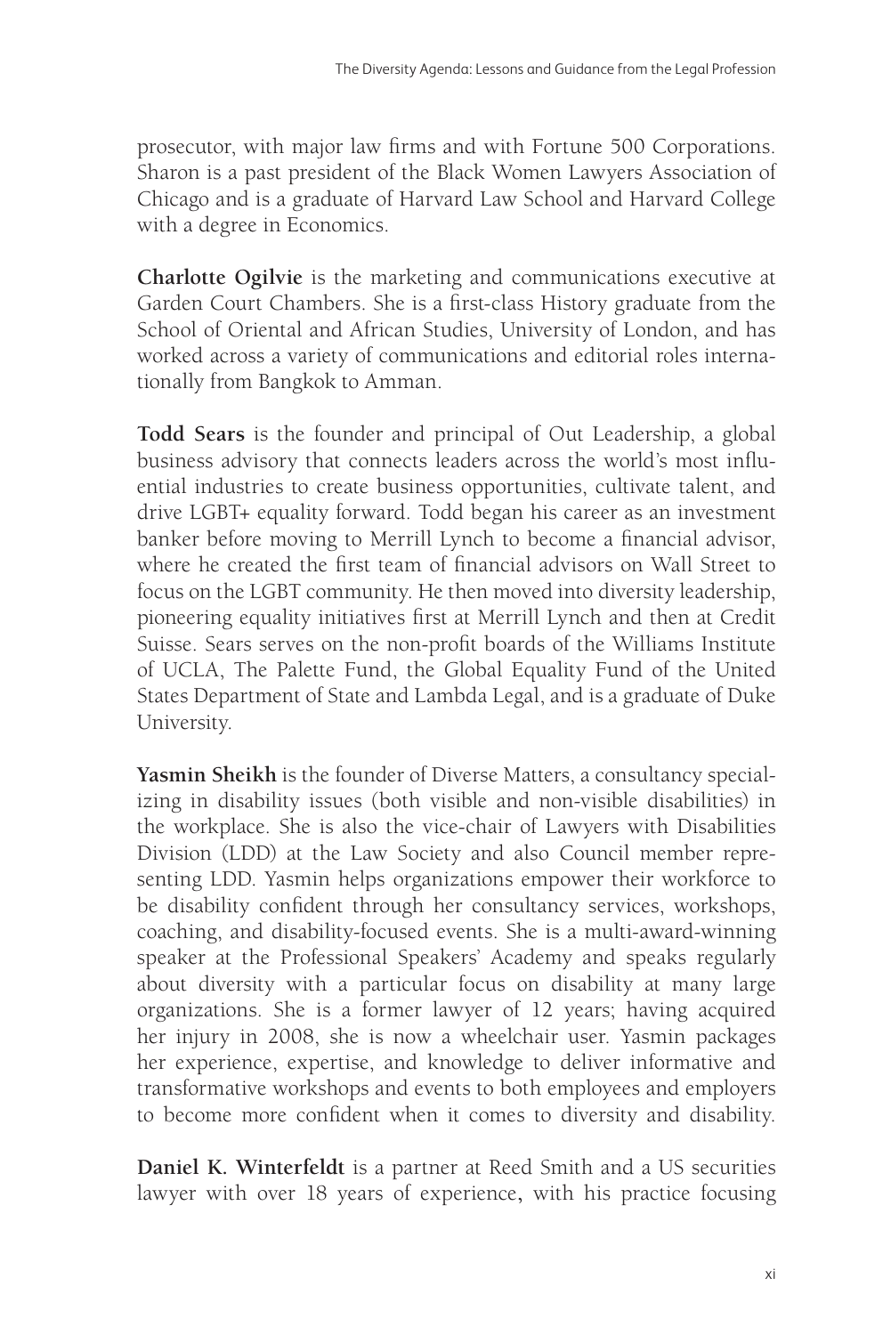prosecutor, with major law firms and with Fortune 500 Corporations. Sharon is a past president of the Black Women Lawyers Association of Chicago and is a graduate of Harvard Law School and Harvard College with a degree in Economics.

**Charlotte Ogilvie** is the marketing and communications executive at Garden Court Chambers. She is a first-class History graduate from the School of Oriental and African Studies, University of London, and has worked across a variety of communications and editorial roles internationally from Bangkok to Amman.

**Todd Sears** is the founder and principal of Out Leadership, a global business advisory that connects leaders across the world's most influential industries to create business opportunities, cultivate talent, and drive LGBT+ equality forward. Todd began his career as an investment banker before moving to Merrill Lynch to become a financial advisor, where he created the first team of financial advisors on Wall Street to focus on the LGBT community. He then moved into diversity leadership, pioneering equality initiatives first at Merrill Lynch and then at Credit Suisse. Sears serves on the non-profit boards of the Williams Institute of UCLA, The Palette Fund, the Global Equality Fund of the United States Department of State and Lambda Legal, and is a graduate of Duke University.

**Yasmin Sheikh** is the founder of Diverse Matters, a consultancy specializing in disability issues (both visible and non-visible disabilities) in the workplace. She is also the vice-chair of Lawyers with Disabilities Division (LDD) at the Law Society and also Council member representing LDD. Yasmin helps organizations empower their workforce to be disability confident through her consultancy services, workshops, coaching, and disability-focused events. She is a multi-award-winning speaker at the Professional Speakers' Academy and speaks regularly about diversity with a particular focus on disability at many large organizations. She is a former lawyer of 12 years; having acquired her injury in 2008, she is now a wheelchair user. Yasmin packages her experience, expertise, and knowledge to deliver informative and transformative workshops and events to both employees and employers to become more confident when it comes to diversity and disability.

**Daniel K. Winterfeldt** is a partner at Reed Smith and a US securities lawyer with over 18 years of experience, with his practice focusing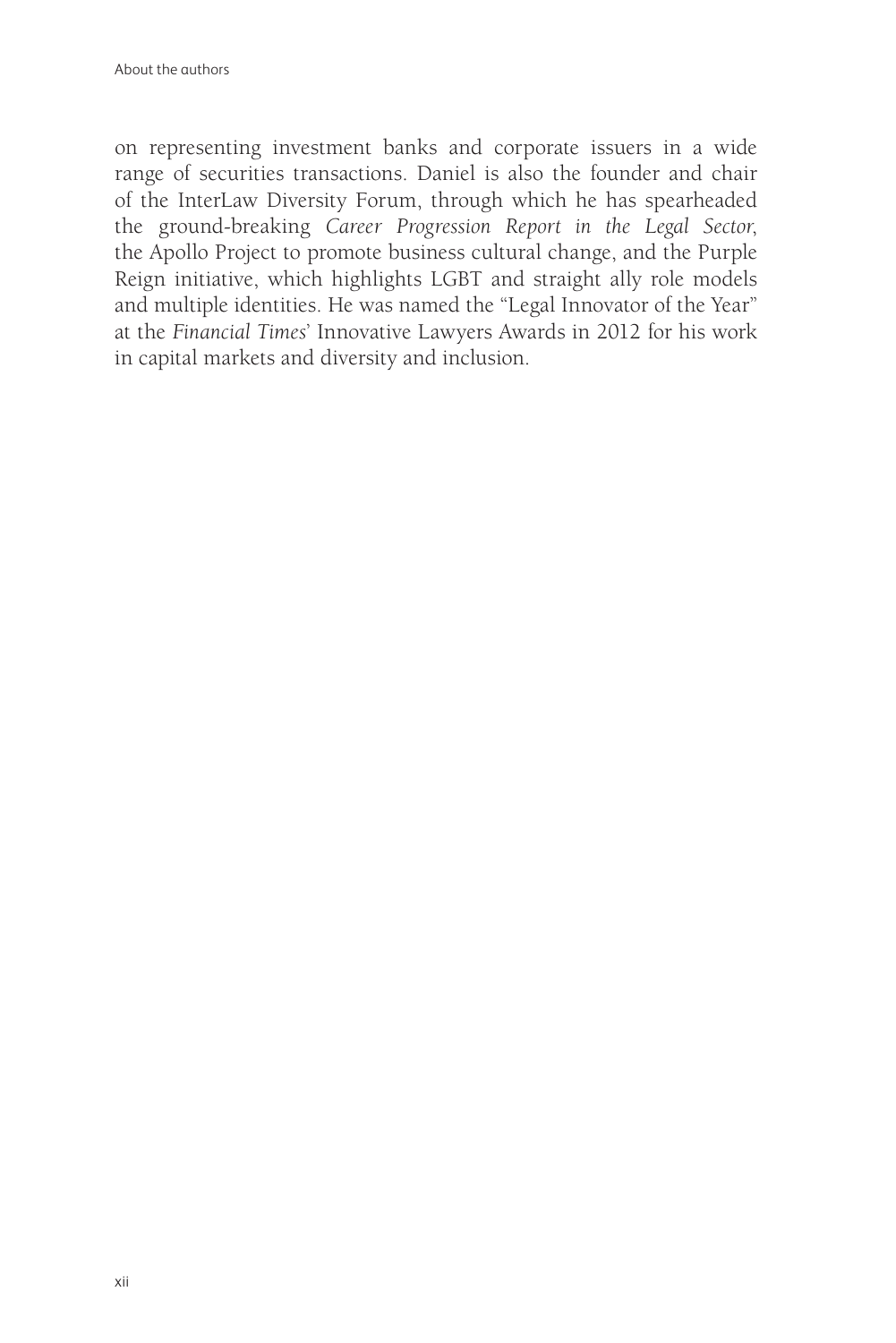on representing investment banks and corporate issuers in a wide range of securities transactions. Daniel is also the founder and chair of the InterLaw Diversity Forum, through which he has spearheaded the ground-breaking *Career Progression Report in the Legal Sector*, the Apollo Project to promote business cultural change, and the Purple Reign initiative, which highlights LGBT and straight ally role models and multiple identities. He was named the "Legal Innovator of the Year" at the *Financial Times*' Innovative Lawyers Awards in 2012 for his work in capital markets and diversity and inclusion.